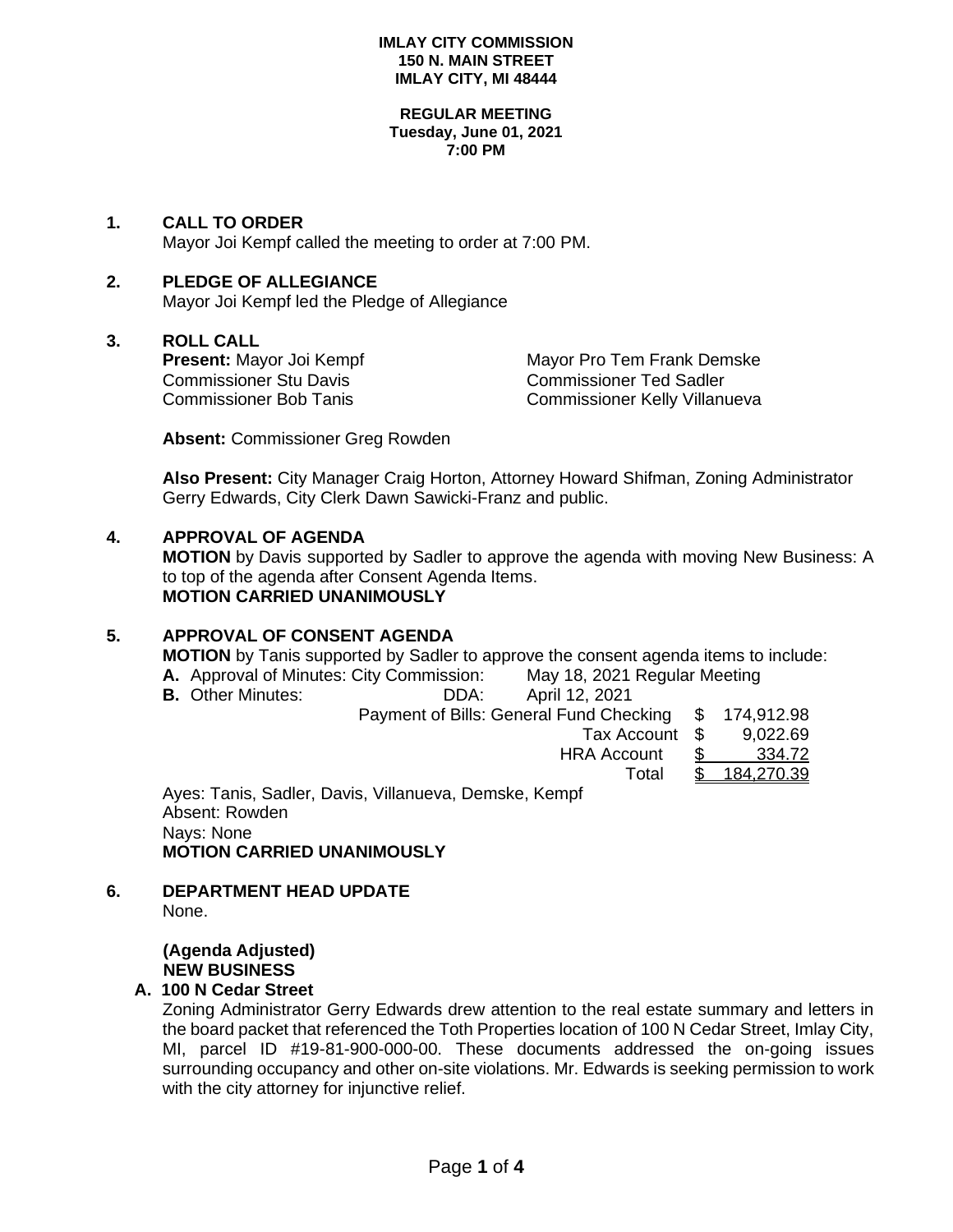**IMLAY CITY COMMISSION**
**150 N. MAIN STREET**
**IMLAY CITY, MI 48444**

**REGULAR MEETING**
**Tuesday, June 01, 2021**
**7:00 PM**

## 1. CALL TO ORDER

Mayor Joi Kempf called the meeting to order at 7:00 PM.

## 2. PLEDGE OF ALLEGIANCE

Mayor Joi Kempf led the Pledge of Allegiance

## 3. ROLL CALL

**Present:** Mayor Joi Kempf
Mayor Pro Tem Frank Demske
Commissioner Stu Davis
Commissioner Ted Sadler
Commissioner Bob Tanis
Commissioner Kelly Villanueva

**Absent:** Commissioner Greg Rowden

**Also Present:** City Manager Craig Horton, Attorney Howard Shifman, Zoning Administrator Gerry Edwards, City Clerk Dawn Sawicki-Franz and public.

## 4. APPROVAL OF AGENDA

**MOTION** by Davis supported by Sadler to approve the agenda with moving New Business: A to top of the agenda after Consent Agenda Items.
**MOTION CARRIED UNANIMOUSLY**

## 5. APPROVAL OF CONSENT AGENDA

**MOTION** by Tanis supported by Sadler to approve the consent agenda items to include:

**A.** Approval of Minutes: City Commission: May 18, 2021 Regular Meeting
**B.** Other Minutes: DDA: April 12, 2021

| | | |
|---|---|---|
| Payment of Bills: General Fund Checking | $ | 174,912.98 |
| Tax Account | $ | 9,022.69 |
| HRA Account | $ | 334.72 |
| Total | $ | 184,270.39 |

Ayes: Tanis, Sadler, Davis, Villanueva, Demske, Kempf
Absent: Rowden
Nays: None
**MOTION CARRIED UNANIMOUSLY**

## 6. DEPARTMENT HEAD UPDATE

None.

**(Agenda Adjusted)**
**NEW BUSINESS**

### A. 100 N Cedar Street

Zoning Administrator Gerry Edwards drew attention to the real estate summary and letters in the board packet that referenced the Toth Properties location of 100 N Cedar Street, Imlay City, MI, parcel ID #19-81-900-000-00. These documents addressed the on-going issues surrounding occupancy and other on-site violations. Mr. Edwards is seeking permission to work with the city attorney for injunctive relief.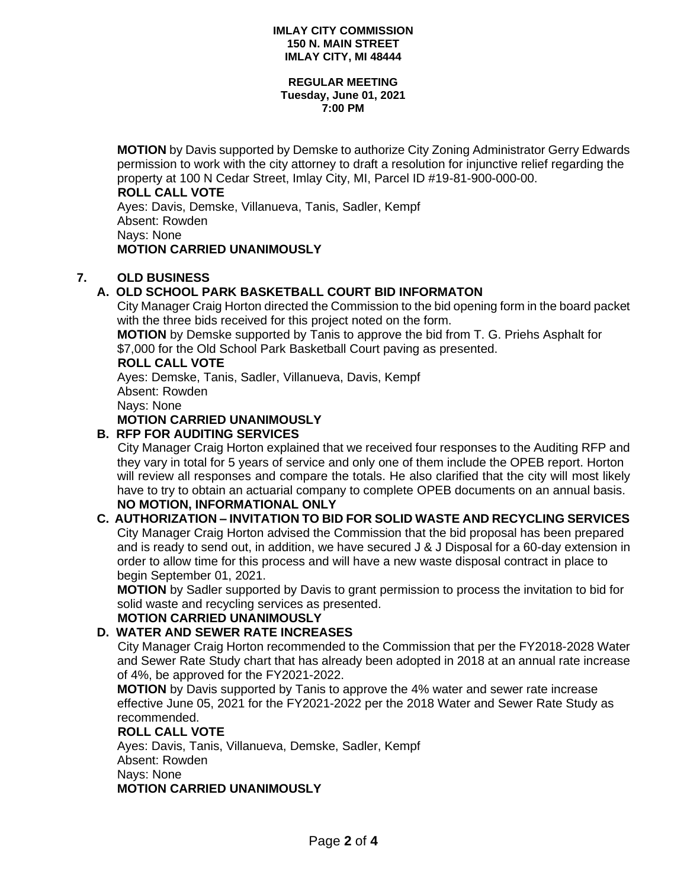**MOTION** by Davis supported by Demske to authorize City Zoning Administrator Gerry Edwards permission to work with the city attorney to draft a resolution for injunctive relief regarding the property at 100 N Cedar Street, Imlay City, MI, Parcel ID #19-81-900-000-00.

**ROLL CALL VOTE**

Ayes: Davis, Demske, Villanueva, Tanis, Sadler, Kempf
Absent: Rowden
Nays: None

**MOTION CARRIED UNANIMOUSLY**

## 7. OLD BUSINESS

### A. OLD SCHOOL PARK BASKETBALL COURT BID INFORMATON

City Manager Craig Horton directed the Commission to the bid opening form in the board packet with the three bids received for this project noted on the form.

**MOTION** by Demske supported by Tanis to approve the bid from T. G. Priehs Asphalt for $7,000 for the Old School Park Basketball Court paving as presented.

**ROLL CALL VOTE**

Ayes: Demske, Tanis, Sadler, Villanueva, Davis, Kempf
Absent: Rowden
Nays: None

**MOTION CARRIED UNANIMOUSLY**

### B. RFP FOR AUDITING SERVICES

City Manager Craig Horton explained that we received four responses to the Auditing RFP and they vary in total for 5 years of service and only one of them include the OPEB report. Horton will review all responses and compare the totals. He also clarified that the city will most likely have to try to obtain an actuarial company to complete OPEB documents on an annual basis.

**NO MOTION, INFORMATIONAL ONLY**

### C. AUTHORIZATION – INVITATION TO BID FOR SOLID WASTE AND RECYCLING SERVICES

City Manager Craig Horton advised the Commission that the bid proposal has been prepared and is ready to send out, in addition, we have secured J & J Disposal for a 60-day extension in order to allow time for this process and will have a new waste disposal contract in place to begin September 01, 2021.

**MOTION** by Sadler supported by Davis to grant permission to process the invitation to bid for solid waste and recycling services as presented.

**MOTION CARRIED UNANIMOUSLY**

### D. WATER AND SEWER RATE INCREASES

City Manager Craig Horton recommended to the Commission that per the FY2018-2028 Water and Sewer Rate Study chart that has already been adopted in 2018 at an annual rate increase of 4%, be approved for the FY2021-2022.

**MOTION** by Davis supported by Tanis to approve the 4% water and sewer rate increase effective June 05, 2021 for the FY2021-2022 per the 2018 Water and Sewer Rate Study as recommended.

**ROLL CALL VOTE**

Ayes: Davis, Tanis, Villanueva, Demske, Sadler, Kempf
Absent: Rowden
Nays: None

**MOTION CARRIED UNANIMOUSLY**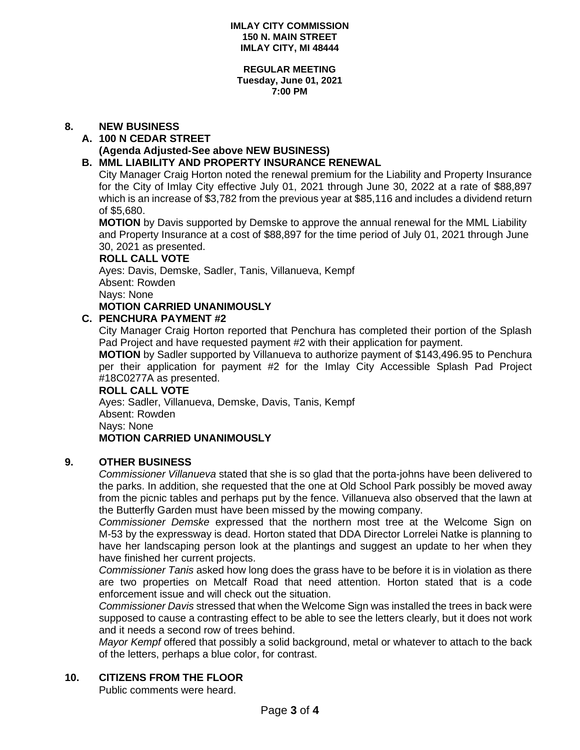**IMLAY CITY COMMISSION**
**150 N. MAIN STREET**
**IMLAY CITY, MI 48444**

**REGULAR MEETING**
**Tuesday, June 01, 2021**
**7:00 PM**

## 8. NEW BUSINESS

### A. 100 N CEDAR STREET
**(Agenda Adjusted-See above NEW BUSINESS)**

### B. MML LIABILITY AND PROPERTY INSURANCE RENEWAL

City Manager Craig Horton noted the renewal premium for the Liability and Property Insurance for the City of Imlay City effective July 01, 2021 through June 30, 2022 at a rate of $88,897 which is an increase of $3,782 from the previous year at $85,116 and includes a dividend return of $5,680.

**MOTION** by Davis supported by Demske to approve the annual renewal for the MML Liability and Property Insurance at a cost of $88,897 for the time period of July 01, 2021 through June 30, 2021 as presented.

**ROLL CALL VOTE**
Ayes: Davis, Demske, Sadler, Tanis, Villanueva, Kempf
Absent: Rowden
Nays: None
**MOTION CARRIED UNANIMOUSLY**

### C. PENCHURA PAYMENT #2

City Manager Craig Horton reported that Penchura has completed their portion of the Splash Pad Project and have requested payment #2 with their application for payment.

**MOTION** by Sadler supported by Villanueva to authorize payment of $143,496.95 to Penchura per their application for payment #2 for the Imlay City Accessible Splash Pad Project #18C0277A as presented.

**ROLL CALL VOTE**
Ayes: Sadler, Villanueva, Demske, Davis, Tanis, Kempf
Absent: Rowden
Nays: None
**MOTION CARRIED UNANIMOUSLY**

## 9. OTHER BUSINESS

*Commissioner Villanueva* stated that she is so glad that the porta-johns have been delivered to the parks. In addition, she requested that the one at Old School Park possibly be moved away from the picnic tables and perhaps put by the fence. Villanueva also observed that the lawn at the Butterfly Garden must have been missed by the mowing company.

*Commissioner Demske* expressed that the northern most tree at the Welcome Sign on M-53 by the expressway is dead. Horton stated that DDA Director Lorrelei Natke is planning to have her landscaping person look at the plantings and suggest an update to her when they have finished her current projects.

*Commissioner Tanis* asked how long does the grass have to be before it is in violation as there are two properties on Metcalf Road that need attention. Horton stated that is a code enforcement issue and will check out the situation.

*Commissioner Davis* stressed that when the Welcome Sign was installed the trees in back were supposed to cause a contrasting effect to be able to see the letters clearly, but it does not work and it needs a second row of trees behind.

*Mayor Kempf* offered that possibly a solid background, metal or whatever to attach to the back of the letters, perhaps a blue color, for contrast.

## 10. CITIZENS FROM THE FLOOR

Public comments were heard.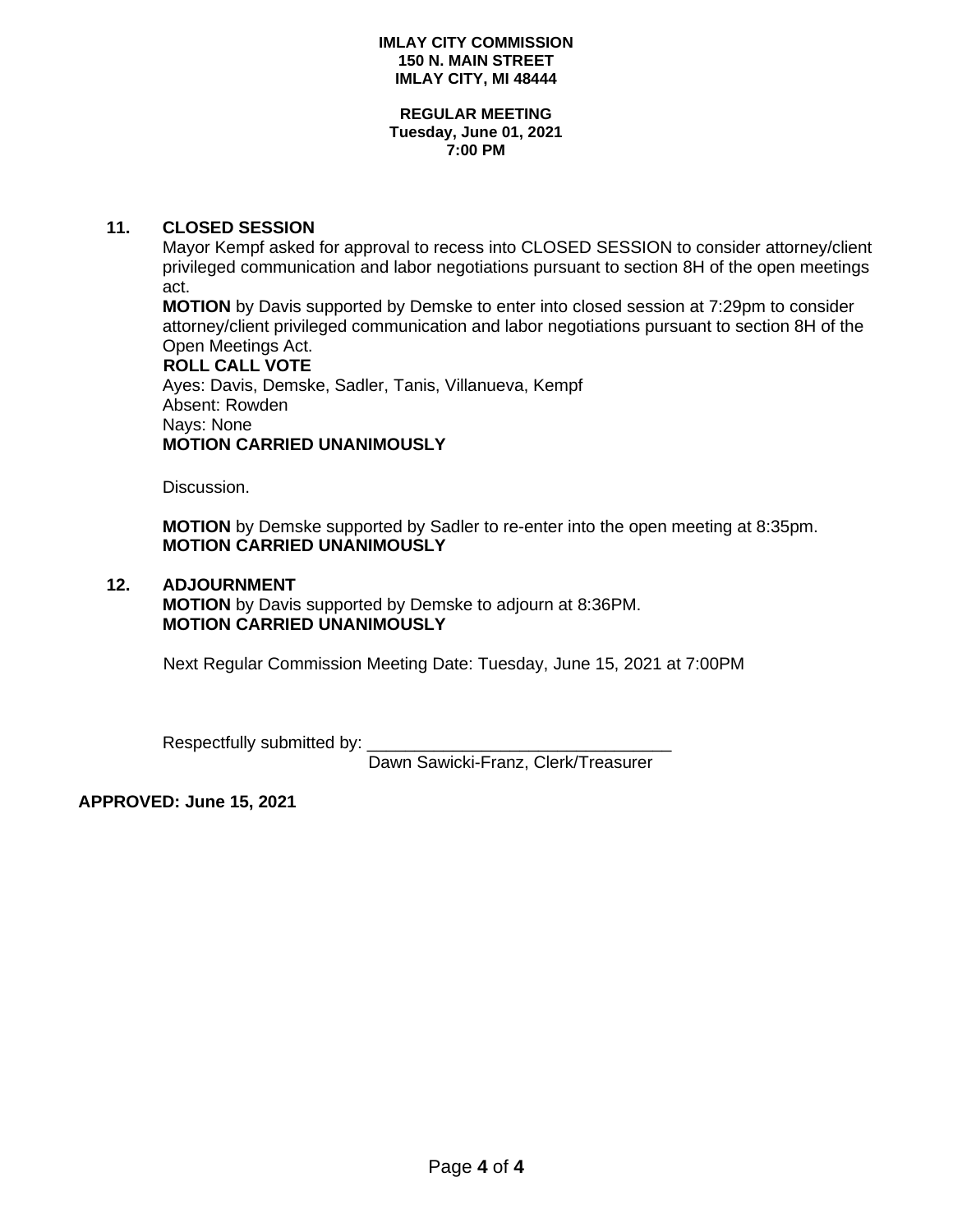**IMLAY CITY COMMISSION**
**150 N. MAIN STREET**
**IMLAY CITY, MI 48444**

**REGULAR MEETING**
**Tuesday, June 01, 2021**
**7:00 PM**

## 11. CLOSED SESSION

Mayor Kempf asked for approval to recess into CLOSED SESSION to consider attorney/client privileged communication and labor negotiations pursuant to section 8H of the open meetings act.

**MOTION** by Davis supported by Demske to enter into closed session at 7:29pm to consider attorney/client privileged communication and labor negotiations pursuant to section 8H of the Open Meetings Act.

**ROLL CALL VOTE**
Ayes: Davis, Demske, Sadler, Tanis, Villanueva, Kempf
Absent: Rowden
Nays: None
**MOTION CARRIED UNANIMOUSLY**

Discussion.

**MOTION** by Demske supported by Sadler to re-enter into the open meeting at 8:35pm.
**MOTION CARRIED UNANIMOUSLY**

## 12. ADJOURNMENT

**MOTION** by Davis supported by Demske to adjourn at 8:36PM.
**MOTION CARRIED UNANIMOUSLY**

Next Regular Commission Meeting Date: Tuesday, June 15, 2021 at 7:00PM

Respectfully submitted by: \_\_\_\_\_\_\_\_\_\_\_\_\_\_\_\_\_\_\_\_\_\_\_\_\_\_\_\_\_\_\_\_
Dawn Sawicki-Franz, Clerk/Treasurer

**APPROVED: June 15, 2021**